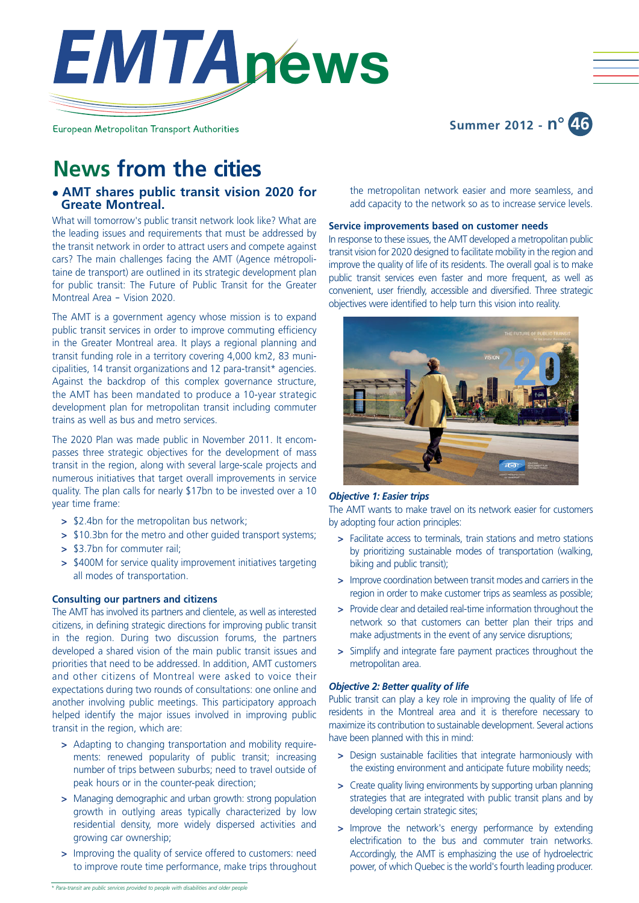# EMTA news

European Metropolitan Transport Authorities

Summer 2012 - n° 46

# News from the cities

## • AMT shares public transit vision 2020 for Greate Montreal.

What will tomorrow's public transit network look like? What are the leading issues and requirements that must be addressed by the transit network in order to attract users and compete against cars? The main challenges facing the AMT (Agence métropolitaine de transport) are outlined in its strategic development plan for public transit: The Future of Public Transit for the Greater Montreal Area – Vision 2020.

The AMT is a government agency whose mission is to expand public transit services in order to improve commuting efficiency in the Greater Montreal area. It plays a regional planning and transit funding role in a territory covering 4,000 km2, 83 municipalities, 14 transit organizations and 12 para-transit* agencies. Against the backdrop of this complex governance structure, the AMT has been mandated to produce a 10-year strategic development plan for metropolitan transit including commuter trains as well as bus and metro services.

The 2020 Plan was made public in November 2011. It encompasses three strategic objectives for the development of mass transit in the region, along with several large-scale projects and numerous initiatives that target overall improvements in service quality. The plan calls for nearly $17bn to be invested over a 10 year time frame:

- $2.4bn for the metropolitan bus network;
- $10.3bn for the metro and other guided transport systems;
- $3.7bn for commuter rail;
- $400M for service quality improvement initiatives targeting all modes of transportation.

### Consulting our partners and citizens

The AMT has involved its partners and clientele, as well as interested citizens, in defining strategic directions for improving public transit in the region. During two discussion forums, the partners developed a shared vision of the main public transit issues and priorities that need to be addressed. In addition, AMT customers and other citizens of Montreal were asked to voice their expectations during two rounds of consultations: one online and another involving public meetings. This participatory approach helped identify the major issues involved in improving public transit in the region, which are:

- Adapting to changing transportation and mobility requirements: renewed popularity of public transit; increasing number of trips between suburbs; need to travel outside of peak hours or in the counter-peak direction;
- Managing demographic and urban growth: strong population growth in outlying areas typically characterized by low residential density, more widely dispersed activities and growing car ownership;
- Improving the quality of service offered to customers: need to improve route time performance, make trips throughout the metropolitan network easier and more seamless, and add capacity to the network so as to increase service levels.

### Service improvements based on customer needs

In response to these issues, the AMT developed a metropolitan public transit vision for 2020 designed to facilitate mobility in the region and improve the quality of life of its residents. The overall goal is to make public transit services even faster and more frequent, as well as convenient, user friendly, accessible and diversified. Three strategic objectives were identified to help turn this vision into reality.

#### *Objective 1: Easier trips*

The AMT wants to make travel on its network easier for customers by adopting four action principles:

- Facilitate access to terminals, train stations and metro stations by prioritizing sustainable modes of transportation (walking, biking and public transit);
- Improve coordination between transit modes and carriers in the region in order to make customer trips as seamless as possible;
- Provide clear and detailed real-time information throughout the network so that customers can better plan their trips and make adjustments in the event of any service disruptions;
- Simplify and integrate fare payment practices throughout the metropolitan area.

#### *Objective 2: Better quality of life*

Public transit can play a key role in improving the quality of life of residents in the Montreal area and it is therefore necessary to maximize its contribution to sustainable development. Several actions have been planned with this in mind:

- Design sustainable facilities that integrate harmoniously with the existing environment and anticipate future mobility needs;
- Create quality living environments by supporting urban planning strategies that are integrated with public transit plans and by developing certain strategic sites;
- Improve the network's energy performance by extending electrification to the bus and commuter train networks. Accordingly, the AMT is emphasizing the use of hydroelectric power, of which Quebec is the world's fourth leading producer.

*\* Para-transit are public services provided to people with disabilities and older people*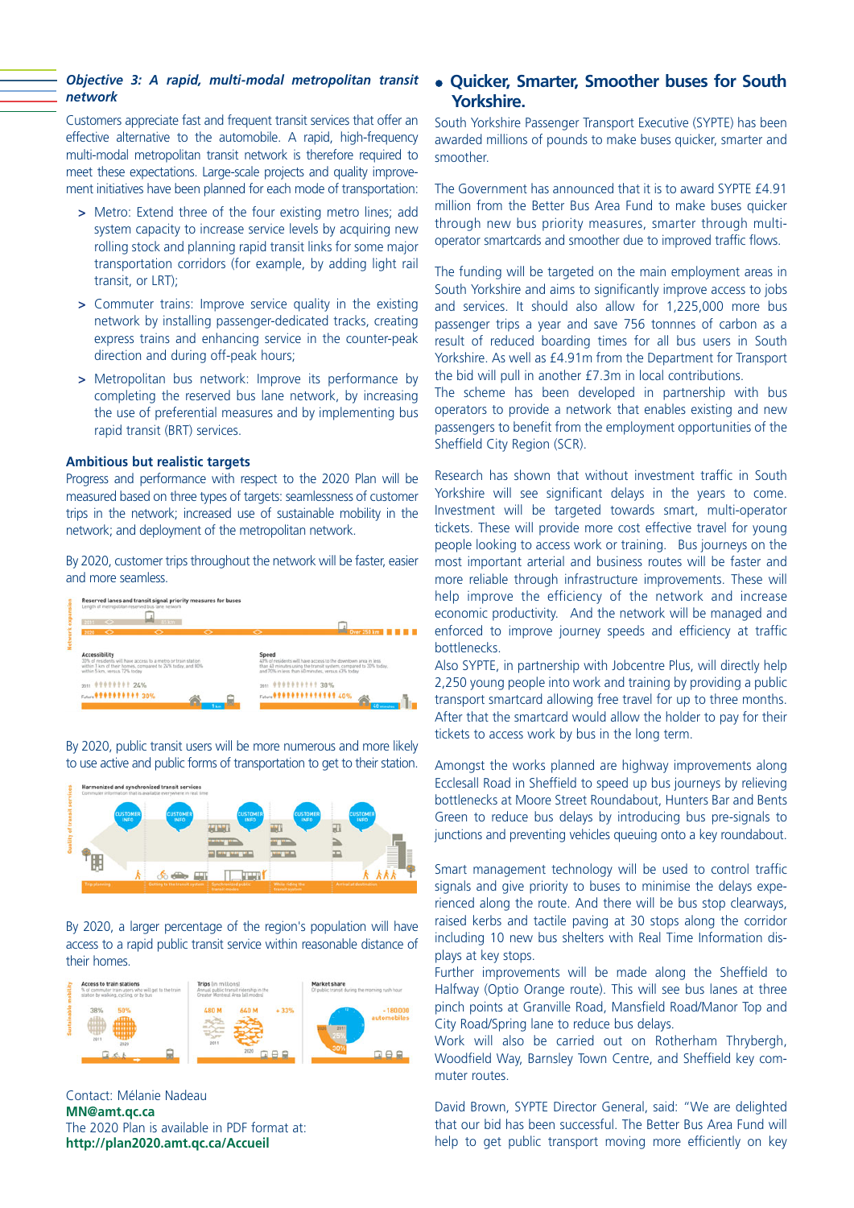### *Objective 3: A rapid, multi-modal metropolitan transit network*

Customers appreciate fast and frequent transit services that offer an effective alternative to the automobile. A rapid, high-frequency multi-modal metropolitan transit network is therefore required to meet these expectations. Large-scale projects and quality improvement initiatives have been planned for each mode of transportation:

> Metro: Extend three of the four existing metro lines; add system capacity to increase service levels by acquiring new rolling stock and planning rapid transit links for some major transportation corridors (for example, by adding light rail transit, or LRT);

> Commuter trains: Improve service quality in the existing network by installing passenger-dedicated tracks, creating express trains and enhancing service in the counter-peak direction and during off-peak hours;

> Metropolitan bus network: Improve its performance by completing the reserved bus lane network, by increasing the use of preferential measures and by implementing bus rapid transit (BRT) services.

### Ambitious but realistic targets

Progress and performance with respect to the 2020 Plan will be measured based on three types of targets: seamlessness of customer trips in the network; increased use of sustainable mobility in the network; and deployment of the metropolitan network.

By 2020, customer trips throughout the network will be faster, easier and more seamless.

By 2020, public transit users will be more numerous and more likely to use active and public forms of transportation to get to their station.

By 2020, a larger percentage of the region's population will have access to a rapid public transit service within reasonable distance of their homes.

Contact: Mélanie Nadeau
**MN@amt.qc.ca**
The 2020 Plan is available in PDF format at:
**http://plan2020.amt.qc.ca/Accueil**

## • Quicker, Smarter, Smoother buses for South Yorkshire.

South Yorkshire Passenger Transport Executive (SYPTE) has been awarded millions of pounds to make buses quicker, smarter and smoother.

The Government has announced that it is to award SYPTE £4.91 million from the Better Bus Area Fund to make buses quicker through new bus priority measures, smarter through multi-operator smartcards and smoother due to improved traffic flows.

The funding will be targeted on the main employment areas in South Yorkshire and aims to significantly improve access to jobs and services. It should also allow for 1,225,000 more bus passenger trips a year and save 756 tonnnes of carbon as a result of reduced boarding times for all bus users in South Yorkshire. As well as £4.91m from the Department for Transport the bid will pull in another £7.3m in local contributions.
The scheme has been developed in partnership with bus operators to provide a network that enables existing and new passengers to benefit from the employment opportunities of the Sheffield City Region (SCR).

Research has shown that without investment traffic in South Yorkshire will see significant delays in the years to come. Investment will be targeted towards smart, multi-operator tickets. These will provide more cost effective travel for young people looking to access work or training. Bus journeys on the most important arterial and business routes will be faster and more reliable through infrastructure improvements. These will help improve the efficiency of the network and increase economic productivity. And the network will be managed and enforced to improve journey speeds and efficiency at traffic bottlenecks.
Also SYPTE, in partnership with Jobcentre Plus, will directly help 2,250 young people into work and training by providing a public transport smartcard allowing free travel for up to three months. After that the smartcard would allow the holder to pay for their tickets to access work by bus in the long term.

Amongst the works planned are highway improvements along Ecclesall Road in Sheffield to speed up bus journeys by relieving bottlenecks at Moore Street Roundabout, Hunters Bar and Bents Green to reduce bus delays by introducing bus pre-signals to junctions and preventing vehicles queuing onto a key roundabout.

Smart management technology will be used to control traffic signals and give priority to buses to minimise the delays experienced along the route. And there will be bus stop clearways, raised kerbs and tactile paving at 30 stops along the corridor including 10 new bus shelters with Real Time Information displays at key stops.
Further improvements will be made along the Sheffield to Halfway (Optio Orange route). This will see bus lanes at three pinch points at Granville Road, Mansfield Road/Manor Top and City Road/Spring lane to reduce bus delays.
Work will also be carried out on Rotherham Thrybergh, Woodfield Way, Barnsley Town Centre, and Sheffield key commuter routes.

David Brown, SYPTE Director General, said: "We are delighted that our bid has been successful. The Better Bus Area Fund will help to get public transport moving more efficiently on key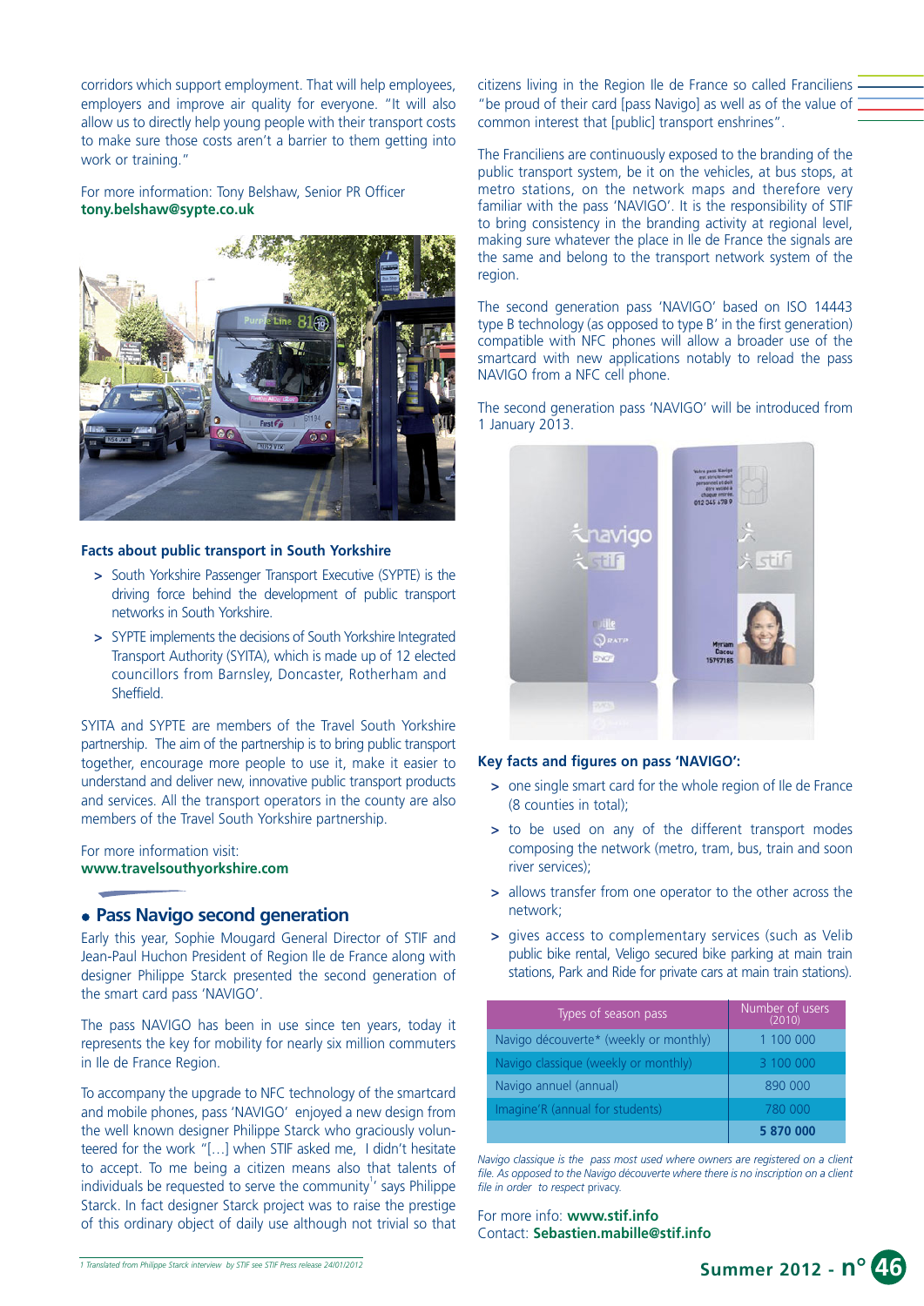corridors which support employment. That will help employees, employers and improve air quality for everyone. "It will also allow us to directly help young people with their transport costs to make sure those costs aren't a barrier to them getting into work or training."

For more information: Tony Belshaw, Senior PR Officer **tony.belshaw@sypte.co.uk**

**Facts about public transport in South Yorkshire**

- South Yorkshire Passenger Transport Executive (SYPTE) is the driving force behind the development of public transport networks in South Yorkshire.
- SYPTE implements the decisions of South Yorkshire Integrated Transport Authority (SYITA), which is made up of 12 elected councillors from Barnsley, Doncaster, Rotherham and Sheffield.

SYITA and SYPTE are members of the Travel South Yorkshire partnership. The aim of the partnership is to bring public transport together, encourage more people to use it, make it easier to understand and deliver new, innovative public transport products and services. All the transport operators in the county are also members of the Travel South Yorkshire partnership.

For more information visit: **www.travelsouthyorkshire.com**

## Pass Navigo second generation

Early this year, Sophie Mougard General Director of STIF and Jean-Paul Huchon President of Region Ile de France along with designer Philippe Starck presented the second generation of the smart card pass 'NAVIGO'.

The pass NAVIGO has been in use since ten years, today it represents the key for mobility for nearly six million commuters in Ile de France Region.

To accompany the upgrade to NFC technology of the smartcard and mobile phones, pass 'NAVIGO' enjoyed a new design from the well known designer Philippe Starck who graciously volunteered for the work "[…] when STIF asked me, I didn't hesitate to accept. To me being a citizen means also that talents of individuals be requested to serve the community[1] says Philippe Starck. In fact designer Starck project was to raise the prestige of this ordinary object of daily use although not trivial so that citizens living in the Region Ile de France so called Franciliens "be proud of their card [pass Navigo] as well as of the value of common interest that [public] transport enshrines".

The Franciliens are continuously exposed to the branding of the public transport system, be it on the vehicles, at bus stops, at metro stations, on the network maps and therefore very familiar with the pass 'NAVIGO'. It is the responsibility of STIF to bring consistency in the branding activity at regional level, making sure whatever the place in Ile de France the signals are the same and belong to the transport network system of the region.

The second generation pass 'NAVIGO' based on ISO 14443 type B technology (as opposed to type B' in the first generation) compatible with NFC phones will allow a broader use of the smartcard with new applications notably to reload the pass NAVIGO from a NFC cell phone.

The second generation pass 'NAVIGO' will be introduced from 1 January 2013.

**Key facts and figures on pass 'NAVIGO':**

- one single smart card for the whole region of Ile de France (8 counties in total);
- to be used on any of the different transport modes composing the network (metro, tram, bus, train and soon river services);
- allows transfer from one operator to the other across the network;
- gives access to complementary services (such as Velib public bike rental, Veligo secured bike parking at main train stations, Park and Ride for private cars at main train stations).

| Types of season pass | Number of users (2010) |
|---|---|
| Navigo découverte* (weekly or monthly) | 1 100 000 |
| Navigo classique (weekly or monthly) | 3 100 000 |
| Navigo annuel (annual) | 890 000 |
| Imagine'R (annual for students) | 780 000 |
| | **5 870 000** |

*Navigo classique is the pass most used where owners are registered on a client file. As opposed to the Navigo découverte where there is no inscription on a client file in order to respect privacy.*

For more info: **www.stif.info**
Contact: **Sebastien.mabille@stif.info**

1 Translated from Philippe Starck interview by STIF see STIF Press release 24/01/2012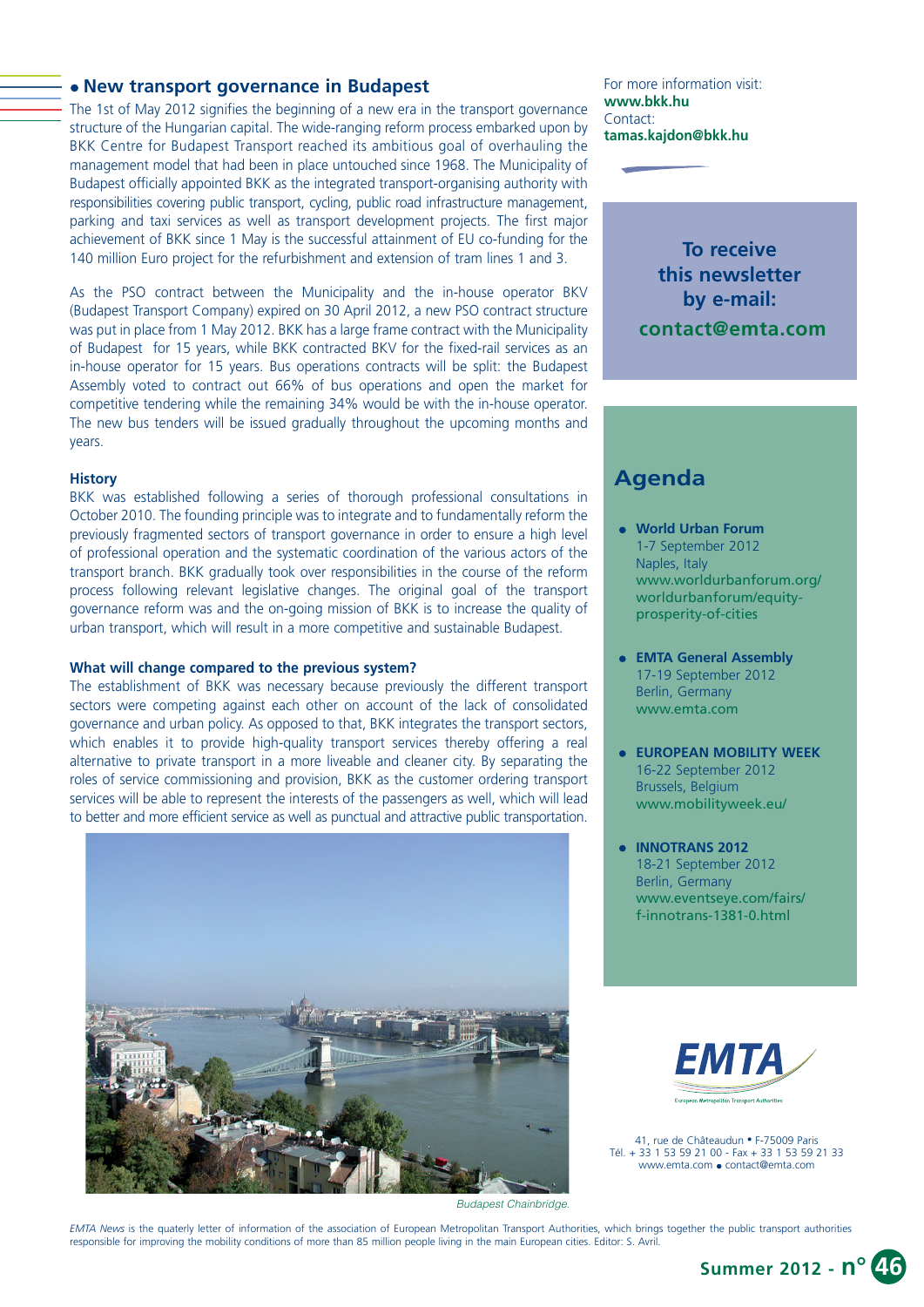## • New transport governance in Budapest

The 1st of May 2012 signifies the beginning of a new era in the transport governance structure of the Hungarian capital. The wide-ranging reform process embarked upon by BKK Centre for Budapest Transport reached its ambitious goal of overhauling the management model that had been in place untouched since 1968. The Municipality of Budapest officially appointed BKK as the integrated transport-organising authority with responsibilities covering public transport, cycling, public road infrastructure management, parking and taxi services as well as transport development projects. The first major achievement of BKK since 1 May is the successful attainment of EU co-funding for the 140 million Euro project for the refurbishment and extension of tram lines 1 and 3.

As the PSO contract between the Municipality and the in-house operator BKV (Budapest Transport Company) expired on 30 April 2012, a new PSO contract structure was put in place from 1 May 2012. BKK has a large frame contract with the Municipality of Budapest for 15 years, while BKK contracted BKV for the fixed-rail services as an in-house operator for 15 years. Bus operations contracts will be split: the Budapest Assembly voted to contract out 66% of bus operations and open the market for competitive tendering while the remaining 34% would be with the in-house operator. The new bus tenders will be issued gradually throughout the upcoming months and years.

### History

BKK was established following a series of thorough professional consultations in October 2010. The founding principle was to integrate and to fundamentally reform the previously fragmented sectors of transport governance in order to ensure a high level of professional operation and the systematic coordination of the various actors of the transport branch. BKK gradually took over responsibilities in the course of the reform process following relevant legislative changes. The original goal of the transport governance reform was and the on-going mission of BKK is to increase the quality of urban transport, which will result in a more competitive and sustainable Budapest.

### What will change compared to the previous system?

The establishment of BKK was necessary because previously the different transport sectors were competing against each other on account of the lack of consolidated governance and urban policy. As opposed to that, BKK integrates the transport sectors, which enables it to provide high-quality transport services thereby offering a real alternative to private transport in a more liveable and cleaner city. By separating the roles of service commissioning and provision, BKK as the customer ordering transport services will be able to represent the interests of the passengers as well, which will lead to better and more efficient service as well as punctual and attractive public transportation.

*Budapest Chainbridge.*

For more information visit:
**www.bkk.hu**
Contact:
**tamas.kajdon@bkk.hu**

**To receive this newsletter by e-mail:**
**contact@emta.com**

## Agenda

- **World Urban Forum**
  1-7 September 2012
  Naples, Italy
  www.worldurbanforum.org/worldurbanforum/equity-prosperity-of-cities

- **EMTA General Assembly**
  17-19 September 2012
  Berlin, Germany
  www.emta.com

- **EUROPEAN MOBILITY WEEK**
  16-22 September 2012
  Brussels, Belgium
  www.mobilityweek.eu/

- **INNOTRANS 2012**
  18-21 September 2012
  Berlin, Germany
  www.eventseye.com/fairs/f-innotrans-1381-0.html

EMTA
European Metropolitan Transport Authorities

41, rue de Châteaudun • F-75009 Paris
Tél. + 33 1 53 59 21 00 - Fax + 33 1 53 59 21 33
www.emta.com • contact@emta.com

*EMTA News* is the quaterly letter of information of the association of European Metropolitan Transport Authorities, which brings together the public transport authorities responsible for improving the mobility conditions of more than 85 million people living in the main European cities. Editor: S. Avril.

**Summer 2012 - n° 46**